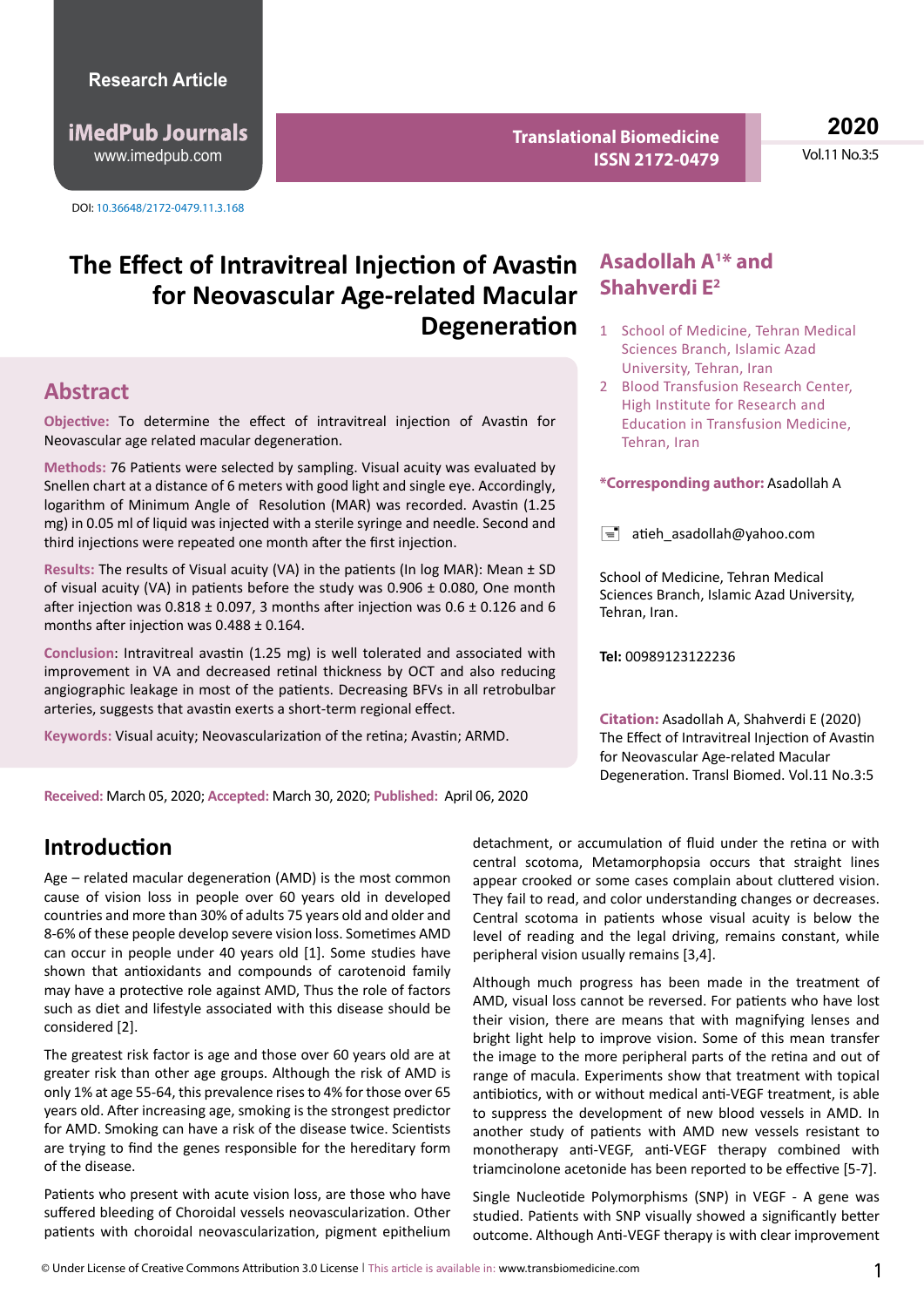Research Article

DOI: 10.36648/2172-0479.11.3.168

# The Effect of Intravitreal Injection of Avastin for Neovascular Age-related Macular Degeneration

**Asadollah A[1]* and Shahverdi E[2]**

1. School of Medicine, Tehran Medical Sciences Branch, Islamic Azad University, Tehran, Iran
2. Blood Transfusion Research Center, High Institute for Research and Education in Transfusion Medicine, Tehran, Iran

***Corresponding author:** Asadollah A

atieh_asadollah@yahoo.com

School of Medicine, Tehran Medical Sciences Branch, Islamic Azad University, Tehran, Iran.

**Tel:** 00989123122236

**Citation:** Asadollah A, Shahverdi E (2020) The Effect of Intravitreal Injection of Avastin for Neovascular Age-related Macular Degeneration. Transl Biomed. Vol.11 No.3:5

## Abstract

**Objective:** To determine the effect of intravitreal injection of Avastin for Neovascular age related macular degeneration.

**Methods:** 76 Patients were selected by sampling. Visual acuity was evaluated by Snellen chart at a distance of 6 meters with good light and single eye. Accordingly, logarithm of Minimum Angle of Resolution (MAR) was recorded. Avastin (1.25 mg) in 0.05 ml of liquid was injected with a sterile syringe and needle. Second and third injections were repeated one month after the first injection.

**Results:** The results of Visual acuity (VA) in the patients (In log MAR): Mean ± SD of visual acuity (VA) in patients before the study was 0.906 ± 0.080, One month after injection was 0.818 ± 0.097, 3 months after injection was 0.6 ± 0.126 and 6 months after injection was 0.488 ± 0.164.

**Conclusion**: Intravitreal avastin (1.25 mg) is well tolerated and associated with improvement in VA and decreased retinal thickness by OCT and also reducing angiographic leakage in most of the patients. Decreasing BFVs in all retrobulbar arteries, suggests that avastin exerts a short-term regional effect.

**Keywords:** Visual acuity; Neovascularization of the retina; Avastin; ARMD.

**Received:** March 05, 2020; **Accepted:** March 30, 2020; **Published:** April 06, 2020

## Introduction

Age – related macular degeneration (AMD) is the most common cause of vision loss in people over 60 years old in developed countries and more than 30% of adults 75 years old and older and 8-6% of these people develop severe vision loss. Sometimes AMD can occur in people under 40 years old [1]. Some studies have shown that antioxidants and compounds of carotenoid family may have a protective role against AMD, Thus the role of factors such as diet and lifestyle associated with this disease should be considered [2].

The greatest risk factor is age and those over 60 years old are at greater risk than other age groups. Although the risk of AMD is only 1% at age 55-64, this prevalence rises to 4% for those over 65 years old. After increasing age, smoking is the strongest predictor for AMD. Smoking can have a risk of the disease twice. Scientists are trying to find the genes responsible for the hereditary form of the disease.

Patients who present with acute vision loss, are those who have suffered bleeding of Choroidal vessels neovascularization. Other patients with choroidal neovascularization, pigment epithelium detachment, or accumulation of fluid under the retina or with central scotoma, Metamorphopsia occurs that straight lines appear crooked or some cases complain about cluttered vision. They fail to read, and color understanding changes or decreases. Central scotoma in patients whose visual acuity is below the level of reading and the legal driving, remains constant, while peripheral vision usually remains [3,4].

Although much progress has been made in the treatment of AMD, visual loss cannot be reversed. For patients who have lost their vision, there are means that with magnifying lenses and bright light help to improve vision. Some of this mean transfer the image to the more peripheral parts of the retina and out of range of macula. Experiments show that treatment with topical antibiotics, with or without medical anti-VEGF treatment, is able to suppress the development of new blood vessels in AMD. In another study of patients with AMD new vessels resistant to monotherapy anti-VEGF, anti-VEGF therapy combined with triamcinolone acetonide has been reported to be effective [5-7].

Single Nucleotide Polymorphisms (SNP) in VEGF - A gene was studied. Patients with SNP visually showed a significantly better outcome. Although Anti-VEGF therapy is with clear improvement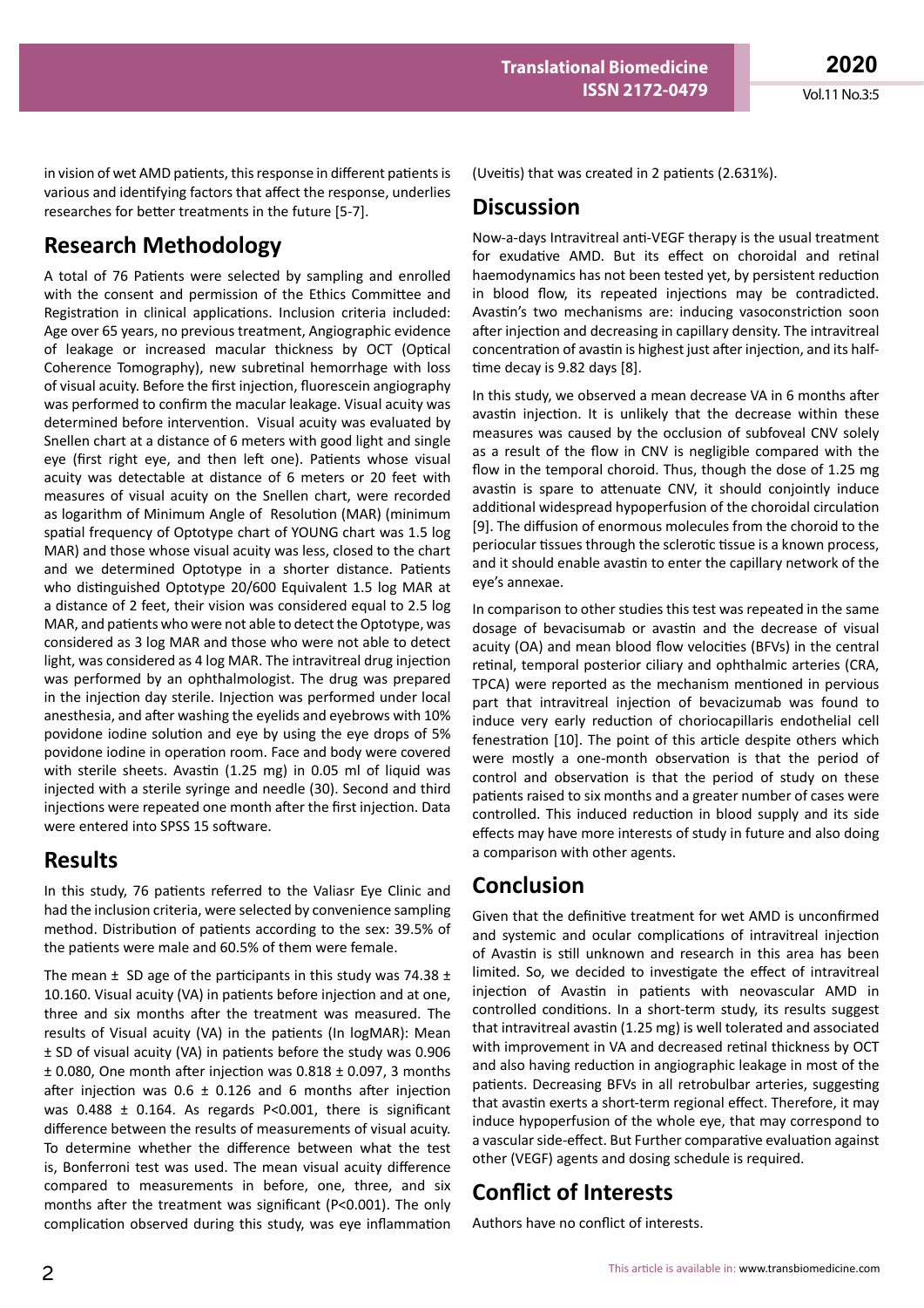in vision of wet AMD patients, this response in different patients is various and identifying factors that affect the response, underlies researches for better treatments in the future [5-7].

## Research Methodology

A total of 76 Patients were selected by sampling and enrolled with the consent and permission of the Ethics Committee and Registration in clinical applications. Inclusion criteria included: Age over 65 years, no previous treatment, Angiographic evidence of leakage or increased macular thickness by OCT (Optical Coherence Tomography), new subretinal hemorrhage with loss of visual acuity. Before the first injection, fluorescein angiography was performed to confirm the macular leakage. Visual acuity was determined before intervention. Visual acuity was evaluated by Snellen chart at a distance of 6 meters with good light and single eye (first right eye, and then left one). Patients whose visual acuity was detectable at distance of 6 meters or 20 feet with measures of visual acuity on the Snellen chart, were recorded as logarithm of Minimum Angle of Resolution (MAR) (minimum spatial frequency of Optotype chart of YOUNG chart was 1.5 log MAR) and those whose visual acuity was less, closed to the chart and we determined Optotype in a shorter distance. Patients who distinguished Optotype 20/600 Equivalent 1.5 log MAR at a distance of 2 feet, their vision was considered equal to 2.5 log MAR, and patients who were not able to detect the Optotype, was considered as 3 log MAR and those who were not able to detect light, was considered as 4 log MAR. The intravitreal drug injection was performed by an ophthalmologist. The drug was prepared in the injection day sterile. Injection was performed under local anesthesia, and after washing the eyelids and eyebrows with 10% povidone iodine solution and eye by using the eye drops of 5% povidone iodine in operation room. Face and body were covered with sterile sheets. Avastin (1.25 mg) in 0.05 ml of liquid was injected with a sterile syringe and needle (30). Second and third injections were repeated one month after the first injection. Data were entered into SPSS 15 software.

## Results

In this study, 76 patients referred to the Valiasr Eye Clinic and had the inclusion criteria, were selected by convenience sampling method. Distribution of patients according to the sex: 39.5% of the patients were male and 60.5% of them were female.

The mean ± SD age of the participants in this study was 74.38 ± 10.160. Visual acuity (VA) in patients before injection and at one, three and six months after the treatment was measured. The results of Visual acuity (VA) in the patients (In logMAR): Mean ± SD of visual acuity (VA) in patients before the study was 0.906 ± 0.080, One month after injection was 0.818 ± 0.097, 3 months after injection was 0.6 ± 0.126 and 6 months after injection was 0.488 ± 0.164. As regards $P<0.001$, there is significant difference between the results of measurements of visual acuity. To determine whether the difference between what the test is, Bonferroni test was used. The mean visual acuity difference compared to measurements in before, one, three, and six months after the treatment was significant ($P<0.001$). The only complication observed during this study, was eye inflammation (Uveitis) that was created in 2 patients (2.631%).

## Discussion

Now-a-days Intravitreal anti-VEGF therapy is the usual treatment for exudative AMD. But its effect on choroidal and retinal haemodynamics has not been tested yet, by persistent reduction in blood flow, its repeated injections may be contradicted. Avastin's two mechanisms are: inducing vasoconstriction soon after injection and decreasing in capillary density. The intravitreal concentration of avastin is highest just after injection, and its half-time decay is 9.82 days [8].

In this study, we observed a mean decrease VA in 6 months after avastin injection. It is unlikely that the decrease within these measures was caused by the occlusion of subfoveal CNV solely as a result of the flow in CNV is negligible compared with the flow in the temporal choroid. Thus, though the dose of 1.25 mg avastin is spare to attenuate CNV, it should conjointly induce additional widespread hypoperfusion of the choroidal circulation [9]. The diffusion of enormous molecules from the choroid to the periocular tissues through the sclerotic tissue is a known process, and it should enable avastin to enter the capillary network of the eye's annexae.

In comparison to other studies this test was repeated in the same dosage of bevacisumab or avastin and the decrease of visual acuity (OA) and mean blood flow velocities (BFVs) in the central retinal, temporal posterior ciliary and ophthalmic arteries (CRA, TPCA) were reported as the mechanism mentioned in pervious part that intravitreal injection of bevacizumab was found to induce very early reduction of choriocapillaris endothelial cell fenestration [10]. The point of this article despite others which were mostly a one-month observation is that the period of control and observation is that the period of study on these patients raised to six months and a greater number of cases were controlled. This induced reduction in blood supply and its side effects may have more interests of study in future and also doing a comparison with other agents.

## Conclusion

Given that the definitive treatment for wet AMD is unconfirmed and systemic and ocular complications of intravitreal injection of Avastin is still unknown and research in this area has been limited. So, we decided to investigate the effect of intravitreal injection of Avastin in patients with neovascular AMD in controlled conditions. In a short-term study, its results suggest that intravitreal avastin (1.25 mg) is well tolerated and associated with improvement in VA and decreased retinal thickness by OCT and also having reduction in angiographic leakage in most of the patients. Decreasing BFVs in all retrobulbar arteries, suggesting that avastin exerts a short-term regional effect. Therefore, it may induce hypoperfusion of the whole eye, that may correspond to a vascular side-effect. But Further comparative evaluation against other (VEGF) agents and dosing schedule is required.

## Conflict of Interests

Authors have no conflict of interests.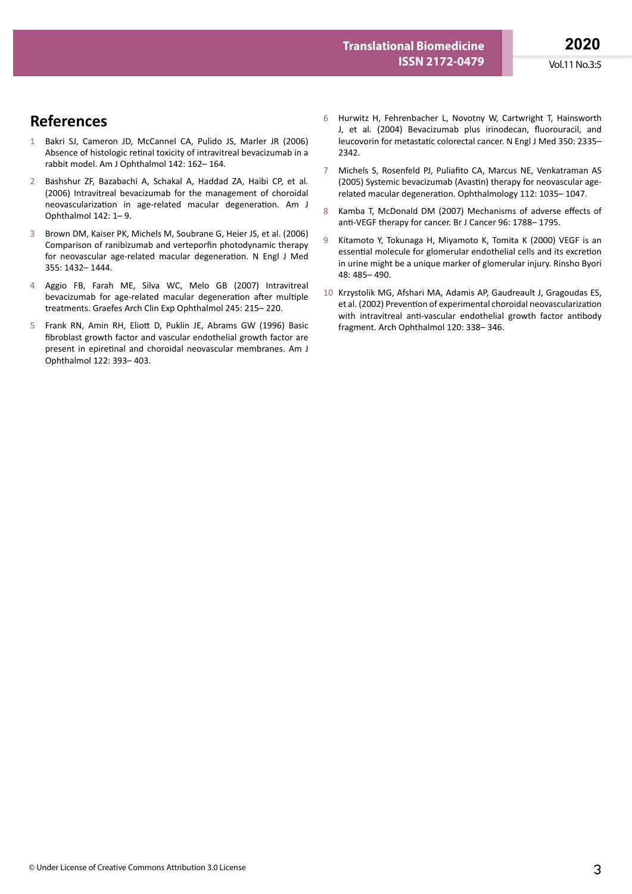## References

1. Bakri SJ, Cameron JD, McCannel CA, Pulido JS, Marler JR (2006) Absence of histologic retinal toxicity of intravitreal bevacizumab in a rabbit model. Am J Ophthalmol 142: 162– 164.
2. Bashshur ZF, Bazabachi A, Schakal A, Haddad ZA, Haibi CP, et al. (2006) Intravitreal bevacizumab for the management of choroidal neovascularization in age-related macular degeneration. Am J Ophthalmol 142: 1– 9.
3. Brown DM, Kaiser PK, Michels M, Soubrane G, Heier JS, et al. (2006) Comparison of ranibizumab and verteporfin photodynamic therapy for neovascular age-related macular degeneration. N Engl J Med 355: 1432– 1444.
4. Aggio FB, Farah ME, Silva WC, Melo GB (2007) Intravitreal bevacizumab for age-related macular degeneration after multiple treatments. Graefes Arch Clin Exp Ophthalmol 245: 215– 220.
5. Frank RN, Amin RH, Eliott D, Puklin JE, Abrams GW (1996) Basic fibroblast growth factor and vascular endothelial growth factor are present in epiretinal and choroidal neovascular membranes. Am J Ophthalmol 122: 393– 403.
6. Hurwitz H, Fehrenbacher L, Novotny W, Cartwright T, Hainsworth J, et al. (2004) Bevacizumab plus irinodecan, fluorouracil, and leucovorin for metastatic colorectal cancer. N Engl J Med 350: 2335– 2342.
7. Michels S, Rosenfeld PJ, Puliafito CA, Marcus NE, Venkatraman AS (2005) Systemic bevacizumab (Avastin) therapy for neovascular age-related macular degeneration. Ophthalmology 112: 1035– 1047.
8. Kamba T, McDonald DM (2007) Mechanisms of adverse effects of anti-VEGF therapy for cancer. Br J Cancer 96: 1788– 1795.
9. Kitamoto Y, Tokunaga H, Miyamoto K, Tomita K (2000) VEGF is an essential molecule for glomerular endothelial cells and its excretion in urine might be a unique marker of glomerular injury. Rinsho Byori 48: 485– 490.
10. Krzystolik MG, Afshari MA, Adamis AP, Gaudreault J, Gragoudas ES, et al. (2002) Prevention of experimental choroidal neovascularization with intravitreal anti-vascular endothelial growth factor antibody fragment. Arch Ophthalmol 120: 338– 346.

© Under License of Creative Commons Attribution 3.0 License